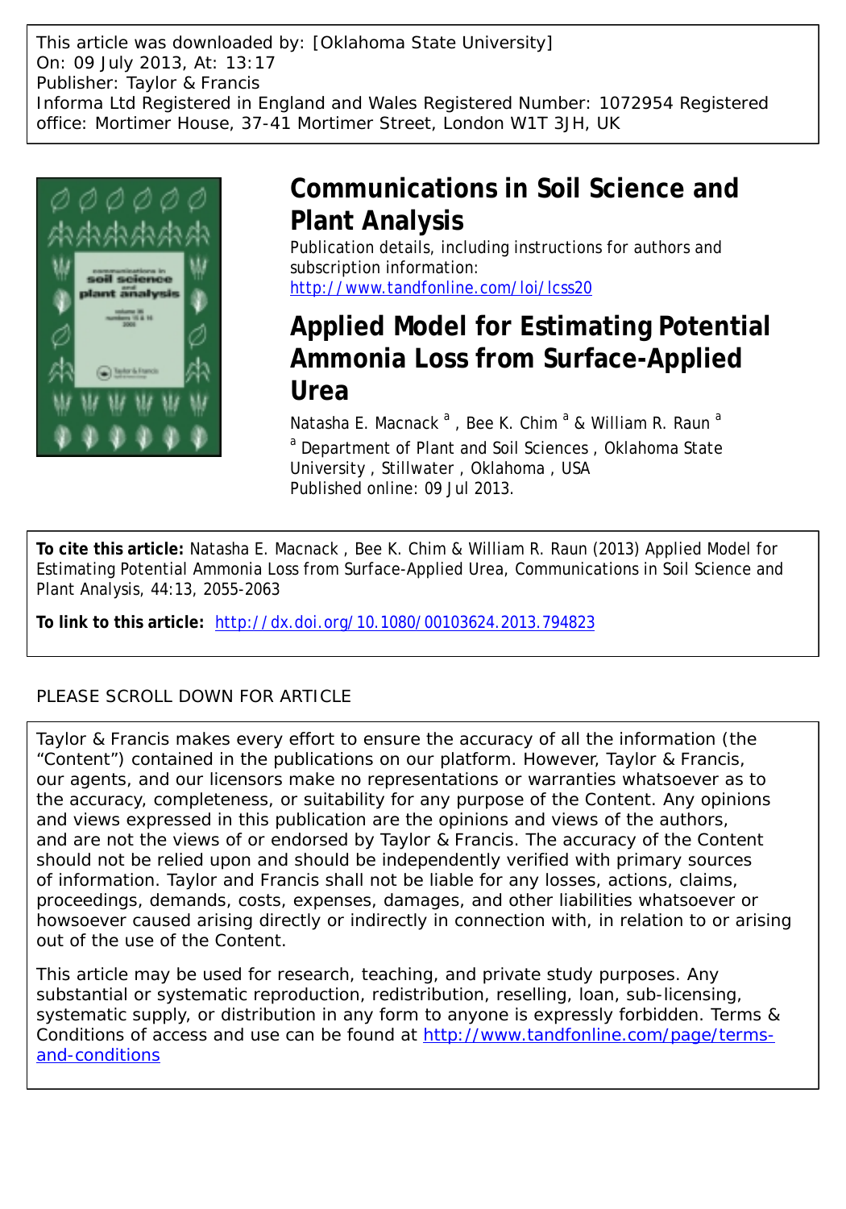This article was downloaded by: [Oklahoma State University]
On: 09 July 2013, At: 13:17
Publisher: Taylor & Francis
Informa Ltd Registered in England and Wales Registered Number: 1072954 Registered office: Mortimer House, 37-41 Mortimer Street, London W1T 3JH, UK

# Communications in Soil Science and Plant Analysis

Publication details, including instructions for authors and subscription information:
http://www.tandfonline.com/loi/lcss20

# Applied Model for Estimating Potential Ammonia Loss from Surface-Applied Urea

Natasha E. Macnack [a] , Bee K. Chim [a] & William R. Raun [a]

[a] Department of Plant and Soil Sciences , Oklahoma State University , Stillwater , Oklahoma , USA

Published online: 09 Jul 2013.

**To cite this article:** Natasha E. Macnack , Bee K. Chim & William R. Raun (2013) Applied Model for Estimating Potential Ammonia Loss from Surface-Applied Urea, Communications in Soil Science and Plant Analysis, 44:13, 2055-2063

**To link to this article:** http://dx.doi.org/10.1080/00103624.2013.794823

PLEASE SCROLL DOWN FOR ARTICLE

Taylor & Francis makes every effort to ensure the accuracy of all the information (the "Content") contained in the publications on our platform. However, Taylor & Francis, our agents, and our licensors make no representations or warranties whatsoever as to the accuracy, completeness, or suitability for any purpose of the Content. Any opinions and views expressed in this publication are the opinions and views of the authors, and are not the views of or endorsed by Taylor & Francis. The accuracy of the Content should not be relied upon and should be independently verified with primary sources of information. Taylor and Francis shall not be liable for any losses, actions, claims, proceedings, demands, costs, expenses, damages, and other liabilities whatsoever or howsoever caused arising directly or indirectly in connection with, in relation to or arising out of the use of the Content.

This article may be used for research, teaching, and private study purposes. Any substantial or systematic reproduction, redistribution, reselling, loan, sub-licensing, systematic supply, or distribution in any form to anyone is expressly forbidden. Terms & Conditions of access and use can be found at http://www.tandfonline.com/page/terms-and-conditions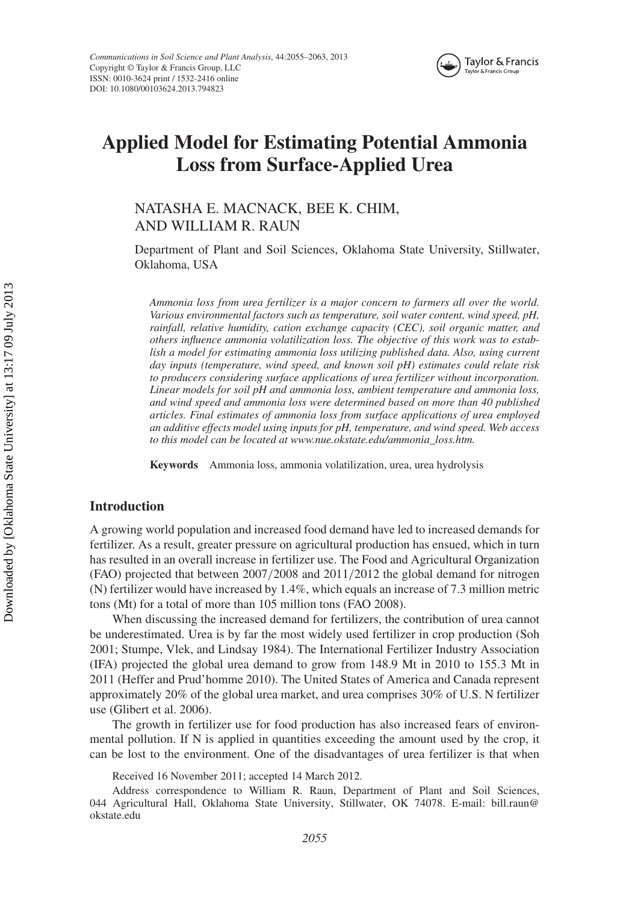# Applied Model for Estimating Potential Ammonia Loss from Surface-Applied Urea

NATASHA E. MACNACK, BEE K. CHIM, AND WILLIAM R. RAUN

Department of Plant and Soil Sciences, Oklahoma State University, Stillwater, Oklahoma, USA

*Ammonia loss from urea fertilizer is a major concern to farmers all over the world. Various environmental factors such as temperature, soil water content, wind speed, pH, rainfall, relative humidity, cation exchange capacity (CEC), soil organic matter, and others influence ammonia volatilization loss. The objective of this work was to establish a model for estimating ammonia loss utilizing published data. Also, using current day inputs (temperature, wind speed, and known soil pH) estimates could relate risk to producers considering surface applications of urea fertilizer without incorporation. Linear models for soil pH and ammonia loss, ambient temperature and ammonia loss, and wind speed and ammonia loss were determined based on more than 40 published articles. Final estimates of ammonia loss from surface applications of urea employed an additive effects model using inputs for pH, temperature, and wind speed. Web access to this model can be located at www.nue.okstate.edu/ammonia_loss.htm.*

**Keywords** Ammonia loss, ammonia volatilization, urea, urea hydrolysis

## Introduction

A growing world population and increased food demand have led to increased demands for fertilizer. As a result, greater pressure on agricultural production has ensued, which in turn has resulted in an overall increase in fertilizer use. The Food and Agricultural Organization (FAO) projected that between 2007/2008 and 2011/2012 the global demand for nitrogen (N) fertilizer would have increased by 1.4%, which equals an increase of 7.3 million metric tons (Mt) for a total of more than 105 million tons (FAO 2008).

When discussing the increased demand for fertilizers, the contribution of urea cannot be underestimated. Urea is by far the most widely used fertilizer in crop production (Soh 2001; Stumpe, Vlek, and Lindsay 1984). The International Fertilizer Industry Association (IFA) projected the global urea demand to grow from 148.9 Mt in 2010 to 155.3 Mt in 2011 (Heffer and Prud'homme 2010). The United States of America and Canada represent approximately 20% of the global urea market, and urea comprises 30% of U.S. N fertilizer use (Glibert et al. 2006).

The growth in fertilizer use for food production has also increased fears of environmental pollution. If N is applied in quantities exceeding the amount used by the crop, it can be lost to the environment. One of the disadvantages of urea fertilizer is that when

Received 16 November 2011; accepted 14 March 2012.

Address correspondence to William R. Raun, Department of Plant and Soil Sciences, 044 Agricultural Hall, Oklahoma State University, Stillwater, OK 74078. E-mail: bill.raun@okstate.edu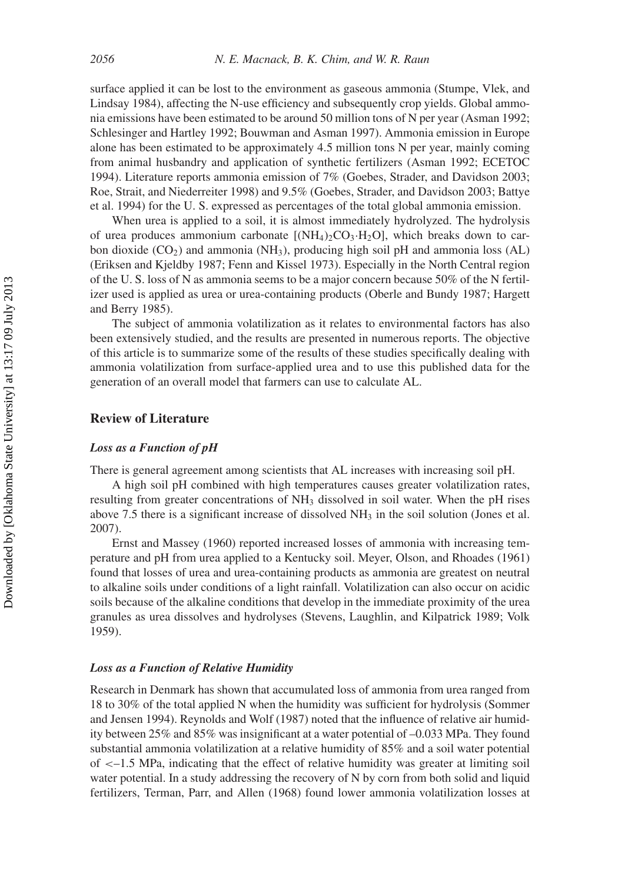surface applied it can be lost to the environment as gaseous ammonia (Stumpe, Vlek, and Lindsay 1984), affecting the N-use efficiency and subsequently crop yields. Global ammonia emissions have been estimated to be around 50 million tons of N per year (Asman 1992; Schlesinger and Hartley 1992; Bouwman and Asman 1997). Ammonia emission in Europe alone has been estimated to be approximately 4.5 million tons N per year, mainly coming from animal husbandry and application of synthetic fertilizers (Asman 1992; ECETOC 1994). Literature reports ammonia emission of 7% (Goebes, Strader, and Davidson 2003; Roe, Strait, and Niederreiter 1998) and 9.5% (Goebes, Strader, and Davidson 2003; Battye et al. 1994) for the U. S. expressed as percentages of the total global ammonia emission.

When urea is applied to a soil, it is almost immediately hydrolyzed. The hydrolysis of urea produces ammonium carbonate [$(NH_4)_2CO_3{\cdot}H_2O$], which breaks down to carbon dioxide ($CO_2$) and ammonia ($NH_3$), producing high soil pH and ammonia loss (AL) (Eriksen and Kjeldby 1987; Fenn and Kissel 1973). Especially in the North Central region of the U. S. loss of N as ammonia seems to be a major concern because 50% of the N fertilizer used is applied as urea or urea-containing products (Oberle and Bundy 1987; Hargett and Berry 1985).

The subject of ammonia volatilization as it relates to environmental factors has also been extensively studied, and the results are presented in numerous reports. The objective of this article is to summarize some of the results of these studies specifically dealing with ammonia volatilization from surface-applied urea and to use this published data for the generation of an overall model that farmers can use to calculate AL.

## Review of Literature

### *Loss as a Function of pH*

There is general agreement among scientists that AL increases with increasing soil pH.

A high soil pH combined with high temperatures causes greater volatilization rates, resulting from greater concentrations of $NH_3$ dissolved in soil water. When the pH rises above 7.5 there is a significant increase of dissolved $NH_3$ in the soil solution (Jones et al. 2007).

Ernst and Massey (1960) reported increased losses of ammonia with increasing temperature and pH from urea applied to a Kentucky soil. Meyer, Olson, and Rhoades (1961) found that losses of urea and urea-containing products as ammonia are greatest on neutral to alkaline soils under conditions of a light rainfall. Volatilization can also occur on acidic soils because of the alkaline conditions that develop in the immediate proximity of the urea granules as urea dissolves and hydrolyses (Stevens, Laughlin, and Kilpatrick 1989; Volk 1959).

### *Loss as a Function of Relative Humidity*

Research in Denmark has shown that accumulated loss of ammonia from urea ranged from 18 to 30% of the total applied N when the humidity was sufficient for hydrolysis (Sommer and Jensen 1994). Reynolds and Wolf (1987) noted that the influence of relative air humidity between 25% and 85% was insignificant at a water potential of –0.033 MPa. They found substantial ammonia volatilization at a relative humidity of 85% and a soil water potential of <–1.5 MPa, indicating that the effect of relative humidity was greater at limiting soil water potential. In a study addressing the recovery of N by corn from both solid and liquid fertilizers, Terman, Parr, and Allen (1968) found lower ammonia volatilization losses at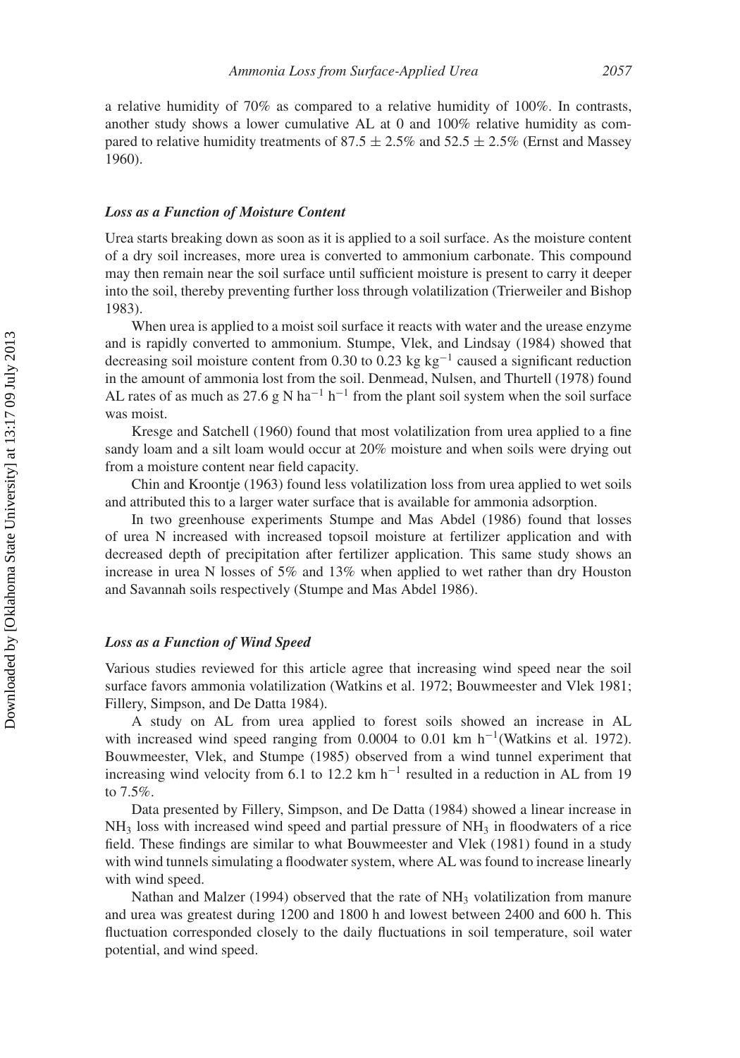a relative humidity of 70% as compared to a relative humidity of 100%. In contrasts, another study shows a lower cumulative AL at 0 and 100% relative humidity as compared to relative humidity treatments of 87.5 ± 2.5% and 52.5 ± 2.5% (Ernst and Massey 1960).

### *Loss as a Function of Moisture Content*

Urea starts breaking down as soon as it is applied to a soil surface. As the moisture content of a dry soil increases, more urea is converted to ammonium carbonate. This compound may then remain near the soil surface until sufficient moisture is present to carry it deeper into the soil, thereby preventing further loss through volatilization (Trierweiler and Bishop 1983).

When urea is applied to a moist soil surface it reacts with water and the urease enzyme and is rapidly converted to ammonium. Stumpe, Vlek, and Lindsay (1984) showed that decreasing soil moisture content from 0.30 to 0.23 kg $kg^{-1}$ caused a significant reduction in the amount of ammonia lost from the soil. Denmead, Nulsen, and Thurtell (1978) found AL rates of as much as 27.6 g N $ha^{-1}$ $h^{-1}$ from the plant soil system when the soil surface was moist.

Kresge and Satchell (1960) found that most volatilization from urea applied to a fine sandy loam and a silt loam would occur at 20% moisture and when soils were drying out from a moisture content near field capacity.

Chin and Kroontje (1963) found less volatilization loss from urea applied to wet soils and attributed this to a larger water surface that is available for ammonia adsorption.

In two greenhouse experiments Stumpe and Mas Abdel (1986) found that losses of urea N increased with increased topsoil moisture at fertilizer application and with decreased depth of precipitation after fertilizer application. This same study shows an increase in urea N losses of 5% and 13% when applied to wet rather than dry Houston and Savannah soils respectively (Stumpe and Mas Abdel 1986).

### *Loss as a Function of Wind Speed*

Various studies reviewed for this article agree that increasing wind speed near the soil surface favors ammonia volatilization (Watkins et al. 1972; Bouwmeester and Vlek 1981; Fillery, Simpson, and De Datta 1984).

A study on AL from urea applied to forest soils showed an increase in AL with increased wind speed ranging from 0.0004 to 0.01 km $h^{-1}$(Watkins et al. 1972). Bouwmeester, Vlek, and Stumpe (1985) observed from a wind tunnel experiment that increasing wind velocity from 6.1 to 12.2 km $h^{-1}$ resulted in a reduction in AL from 19 to 7.5%.

Data presented by Fillery, Simpson, and De Datta (1984) showed a linear increase in $NH_3$ loss with increased wind speed and partial pressure of $NH_3$ in floodwaters of a rice field. These findings are similar to what Bouwmeester and Vlek (1981) found in a study with wind tunnels simulating a floodwater system, where AL was found to increase linearly with wind speed.

Nathan and Malzer (1994) observed that the rate of $NH_3$ volatilization from manure and urea was greatest during 1200 and 1800 h and lowest between 2400 and 600 h. This fluctuation corresponded closely to the daily fluctuations in soil temperature, soil water potential, and wind speed.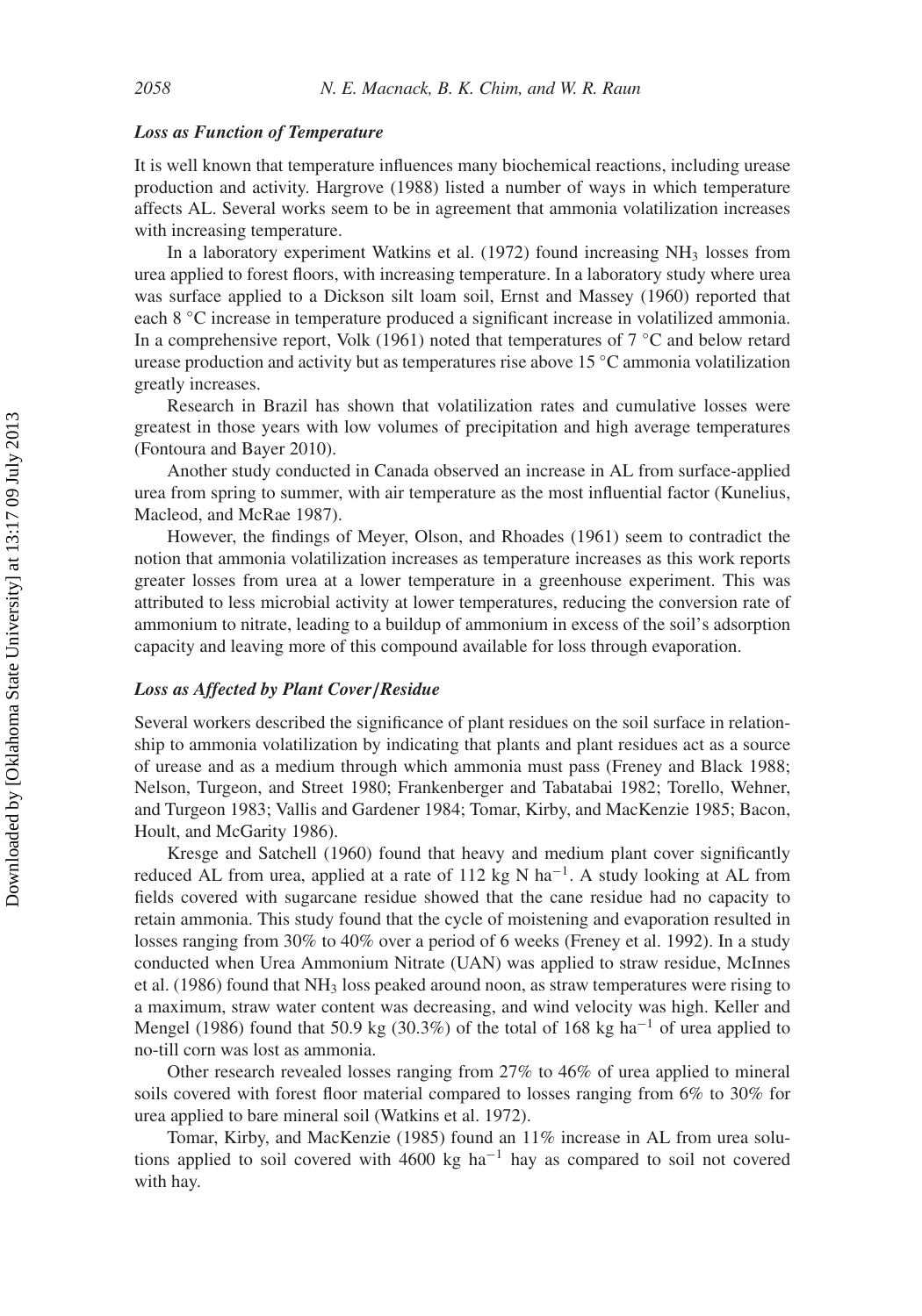### *Loss as Function of Temperature*

It is well known that temperature influences many biochemical reactions, including urease production and activity. Hargrove (1988) listed a number of ways in which temperature affects AL. Several works seem to be in agreement that ammonia volatilization increases with increasing temperature.

In a laboratory experiment Watkins et al. (1972) found increasing $NH_3$ losses from urea applied to forest floors, with increasing temperature. In a laboratory study where urea was surface applied to a Dickson silt loam soil, Ernst and Massey (1960) reported that each 8 °C increase in temperature produced a significant increase in volatilized ammonia. In a comprehensive report, Volk (1961) noted that temperatures of 7 °C and below retard urease production and activity but as temperatures rise above 15 °C ammonia volatilization greatly increases.

Research in Brazil has shown that volatilization rates and cumulative losses were greatest in those years with low volumes of precipitation and high average temperatures (Fontoura and Bayer 2010).

Another study conducted in Canada observed an increase in AL from surface-applied urea from spring to summer, with air temperature as the most influential factor (Kunelius, Macleod, and McRae 1987).

However, the findings of Meyer, Olson, and Rhoades (1961) seem to contradict the notion that ammonia volatilization increases as temperature increases as this work reports greater losses from urea at a lower temperature in a greenhouse experiment. This was attributed to less microbial activity at lower temperatures, reducing the conversion rate of ammonium to nitrate, leading to a buildup of ammonium in excess of the soil's adsorption capacity and leaving more of this compound available for loss through evaporation.

### *Loss as Affected by Plant Cover/Residue*

Several workers described the significance of plant residues on the soil surface in relationship to ammonia volatilization by indicating that plants and plant residues act as a source of urease and as a medium through which ammonia must pass (Freney and Black 1988; Nelson, Turgeon, and Street 1980; Frankenberger and Tabatabai 1982; Torello, Wehner, and Turgeon 1983; Vallis and Gardener 1984; Tomar, Kirby, and MacKenzie 1985; Bacon, Hoult, and McGarity 1986).

Kresge and Satchell (1960) found that heavy and medium plant cover significantly reduced AL from urea, applied at a rate of 112 kg N $ha^{-1}$. A study looking at AL from fields covered with sugarcane residue showed that the cane residue had no capacity to retain ammonia. This study found that the cycle of moistening and evaporation resulted in losses ranging from 30% to 40% over a period of 6 weeks (Freney et al. 1992). In a study conducted when Urea Ammonium Nitrate (UAN) was applied to straw residue, McInnes et al. (1986) found that $NH_3$ loss peaked around noon, as straw temperatures were rising to a maximum, straw water content was decreasing, and wind velocity was high. Keller and Mengel (1986) found that 50.9 kg (30.3%) of the total of 168 kg $ha^{-1}$ of urea applied to no-till corn was lost as ammonia.

Other research revealed losses ranging from 27% to 46% of urea applied to mineral soils covered with forest floor material compared to losses ranging from 6% to 30% for urea applied to bare mineral soil (Watkins et al. 1972).

Tomar, Kirby, and MacKenzie (1985) found an 11% increase in AL from urea solutions applied to soil covered with 4600 kg $ha^{-1}$ hay as compared to soil not covered with hay.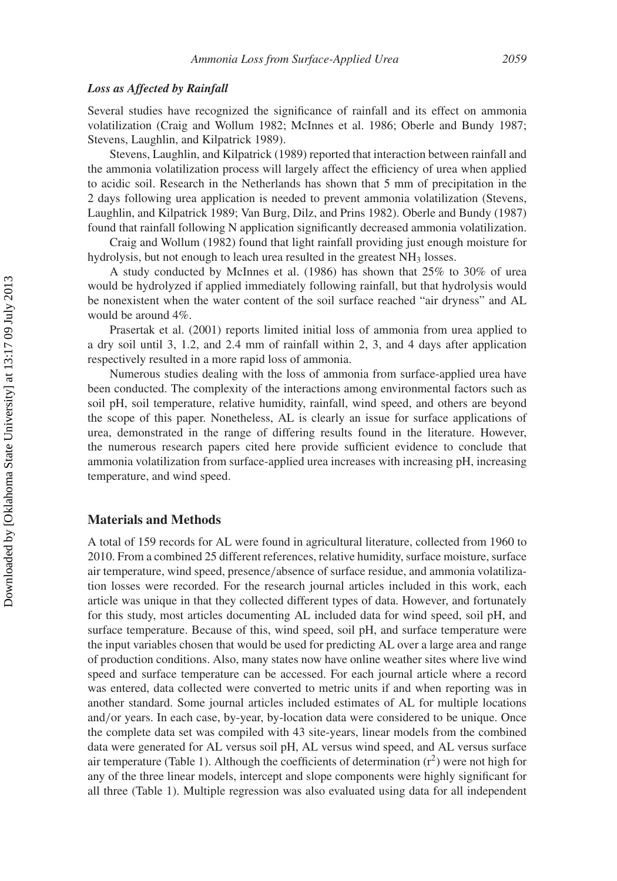### *Loss as Affected by Rainfall*

Several studies have recognized the significance of rainfall and its effect on ammonia volatilization (Craig and Wollum 1982; McInnes et al. 1986; Oberle and Bundy 1987; Stevens, Laughlin, and Kilpatrick 1989).

Stevens, Laughlin, and Kilpatrick (1989) reported that interaction between rainfall and the ammonia volatilization process will largely affect the efficiency of urea when applied to acidic soil. Research in the Netherlands has shown that 5 mm of precipitation in the 2 days following urea application is needed to prevent ammonia volatilization (Stevens, Laughlin, and Kilpatrick 1989; Van Burg, Dilz, and Prins 1982). Oberle and Bundy (1987) found that rainfall following N application significantly decreased ammonia volatilization.

Craig and Wollum (1982) found that light rainfall providing just enough moisture for hydrolysis, but not enough to leach urea resulted in the greatest $NH_3$ losses.

A study conducted by McInnes et al. (1986) has shown that 25% to 30% of urea would be hydrolyzed if applied immediately following rainfall, but that hydrolysis would be nonexistent when the water content of the soil surface reached "air dryness" and AL would be around 4%.

Prasertak et al. (2001) reports limited initial loss of ammonia from urea applied to a dry soil until 3, 1.2, and 2.4 mm of rainfall within 2, 3, and 4 days after application respectively resulted in a more rapid loss of ammonia.

Numerous studies dealing with the loss of ammonia from surface-applied urea have been conducted. The complexity of the interactions among environmental factors such as soil pH, soil temperature, relative humidity, rainfall, wind speed, and others are beyond the scope of this paper. Nonetheless, AL is clearly an issue for surface applications of urea, demonstrated in the range of differing results found in the literature. However, the numerous research papers cited here provide sufficient evidence to conclude that ammonia volatilization from surface-applied urea increases with increasing pH, increasing temperature, and wind speed.

## Materials and Methods

A total of 159 records for AL were found in agricultural literature, collected from 1960 to 2010. From a combined 25 different references, relative humidity, surface moisture, surface air temperature, wind speed, presence/absence of surface residue, and ammonia volatilization losses were recorded. For the research journal articles included in this work, each article was unique in that they collected different types of data. However, and fortunately for this study, most articles documenting AL included data for wind speed, soil pH, and surface temperature. Because of this, wind speed, soil pH, and surface temperature were the input variables chosen that would be used for predicting AL over a large area and range of production conditions. Also, many states now have online weather sites where live wind speed and surface temperature can be accessed. For each journal article where a record was entered, data collected were converted to metric units if and when reporting was in another standard. Some journal articles included estimates of AL for multiple locations and/or years. In each case, by-year, by-location data were considered to be unique. Once the complete data set was compiled with 43 site-years, linear models from the combined data were generated for AL versus soil pH, AL versus wind speed, and AL versus surface air temperature (Table 1). Although the coefficients of determination ($r^2$) were not high for any of the three linear models, intercept and slope components were highly significant for all three (Table 1). Multiple regression was also evaluated using data for all independent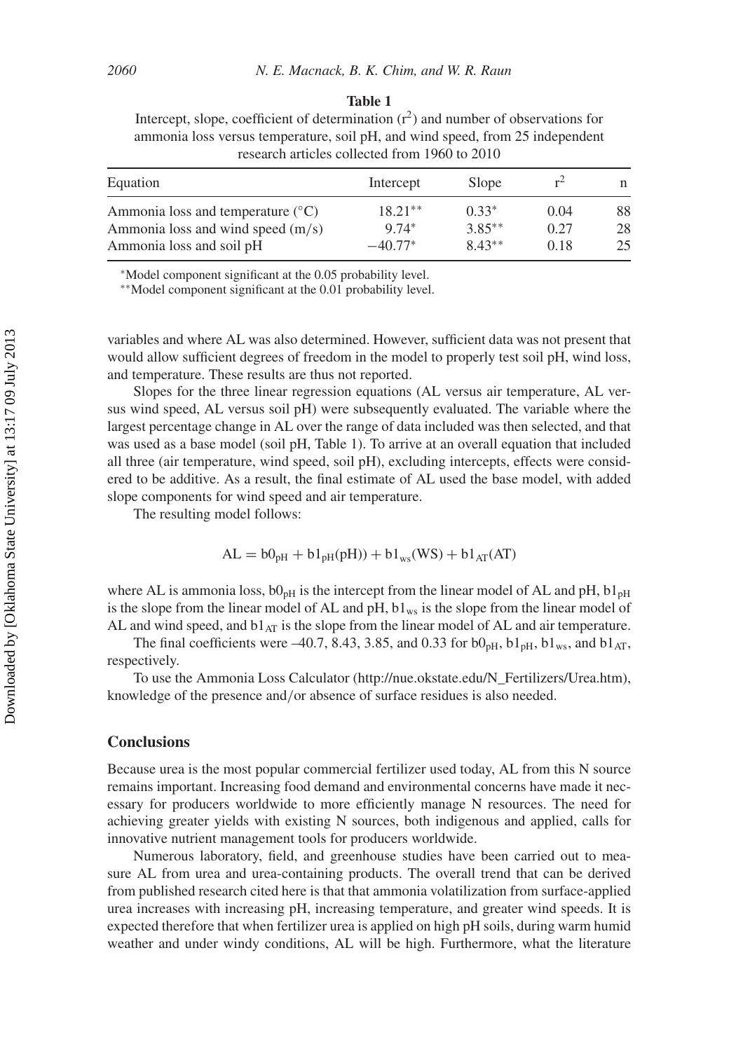**Table 1**

Intercept, slope, coefficient of determination ($r^2$) and number of observations for ammonia loss versus temperature, soil pH, and wind speed, from 25 independent research articles collected from 1960 to 2010

| Equation | Intercept | Slope | $r^2$ | n |
|---|---|---|---|---|
| Ammonia loss and temperature (°C) | 18.21** | 0.33* | 0.04 | 88 |
| Ammonia loss and wind speed (m/s) | 9.74* | 3.85** | 0.27 | 28 |
| Ammonia loss and soil pH | −40.77* | 8.43** | 0.18 | 25 |

*Model component significant at the 0.05 probability level.
**Model component significant at the 0.01 probability level.

variables and where AL was also determined. However, sufficient data was not present that would allow sufficient degrees of freedom in the model to properly test soil pH, wind loss, and temperature. These results are thus not reported.

Slopes for the three linear regression equations (AL versus air temperature, AL versus wind speed, AL versus soil pH) were subsequently evaluated. The variable where the largest percentage change in AL over the range of data included was then selected, and that was used as a base model (soil pH, Table 1). To arrive at an overall equation that included all three (air temperature, wind speed, soil pH), excluding intercepts, effects were considered to be additive. As a result, the final estimate of AL used the base model, with added slope components for wind speed and air temperature.

The resulting model follows:

$$AL = b0_{pH} + b1_{pH}(pH)) + b1_{ws}(WS) + b1_{AT}(AT)$$

where AL is ammonia loss, $b0_{pH}$ is the intercept from the linear model of AL and pH, $b1_{pH}$ is the slope from the linear model of AL and pH, $b1_{ws}$ is the slope from the linear model of AL and wind speed, and $b1_{AT}$ is the slope from the linear model of AL and air temperature.

The final coefficients were –40.7, 8.43, 3.85, and 0.33 for $b0_{pH}$, $b1_{pH}$, $b1_{ws}$, and $b1_{AT}$, respectively.

To use the Ammonia Loss Calculator (http://nue.okstate.edu/N_Fertilizers/Urea.htm), knowledge of the presence and/or absence of surface residues is also needed.

## Conclusions

Because urea is the most popular commercial fertilizer used today, AL from this N source remains important. Increasing food demand and environmental concerns have made it necessary for producers worldwide to more efficiently manage N resources. The need for achieving greater yields with existing N sources, both indigenous and applied, calls for innovative nutrient management tools for producers worldwide.

Numerous laboratory, field, and greenhouse studies have been carried out to measure AL from urea and urea-containing products. The overall trend that can be derived from published research cited here is that that ammonia volatilization from surface-applied urea increases with increasing pH, increasing temperature, and greater wind speeds. It is expected therefore that when fertilizer urea is applied on high pH soils, during warm humid weather and under windy conditions, AL will be high. Furthermore, what the literature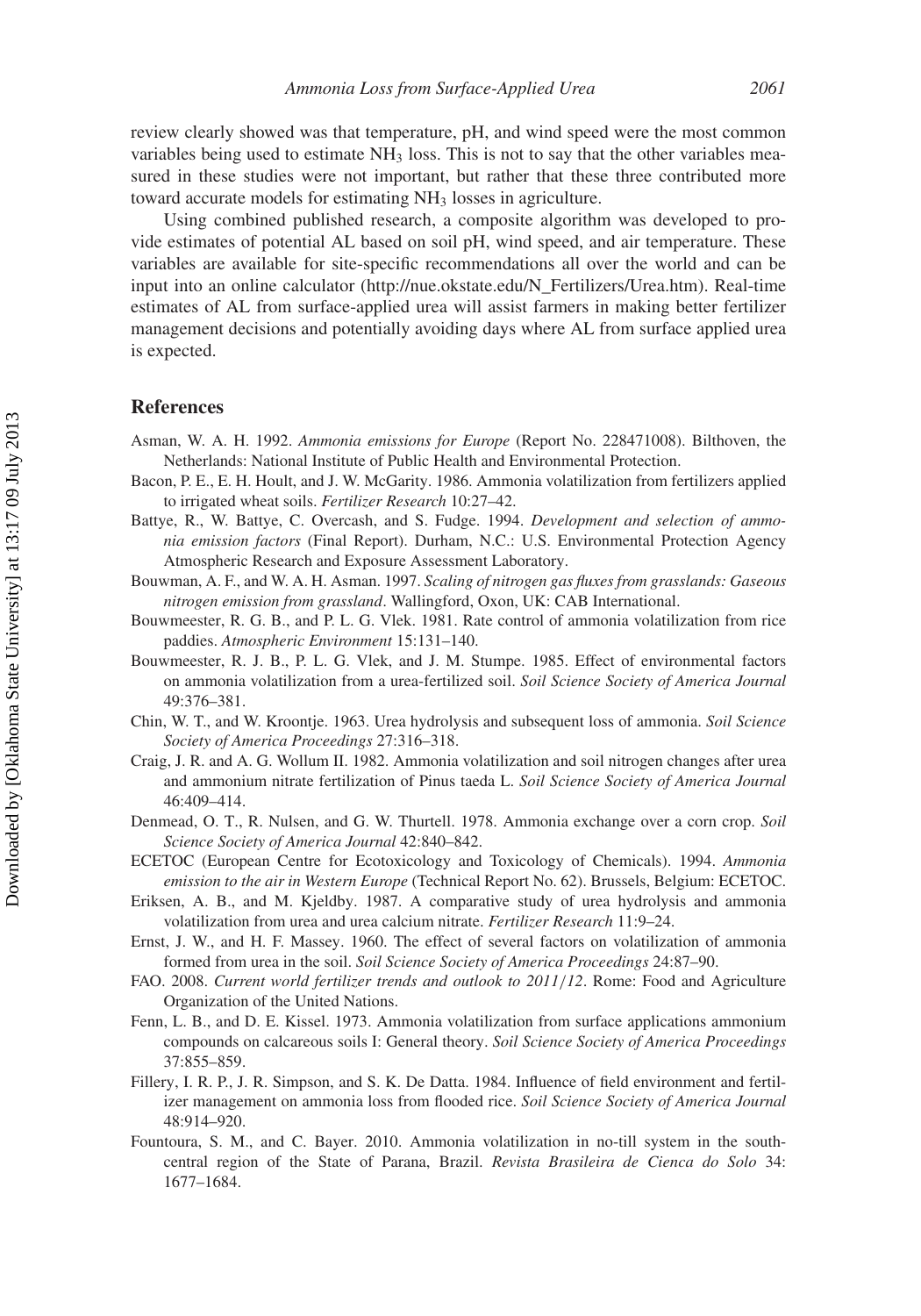review clearly showed was that temperature, pH, and wind speed were the most common variables being used to estimate $NH_3$ loss. This is not to say that the other variables measured in these studies were not important, but rather that these three contributed more toward accurate models for estimating $NH_3$ losses in agriculture.

Using combined published research, a composite algorithm was developed to provide estimates of potential AL based on soil pH, wind speed, and air temperature. These variables are available for site-specific recommendations all over the world and can be input into an online calculator (http://nue.okstate.edu/N_Fertilizers/Urea.htm). Real-time estimates of AL from surface-applied urea will assist farmers in making better fertilizer management decisions and potentially avoiding days where AL from surface applied urea is expected.

## References

Asman, W. A. H. 1992. *Ammonia emissions for Europe* (Report No. 228471008). Bilthoven, the Netherlands: National Institute of Public Health and Environmental Protection.

Bacon, P. E., E. H. Hoult, and J. W. McGarity. 1986. Ammonia volatilization from fertilizers applied to irrigated wheat soils. *Fertilizer Research* 10:27–42.

Battye, R., W. Battye, C. Overcash, and S. Fudge. 1994. *Development and selection of ammonia emission factors* (Final Report). Durham, N.C.: U.S. Environmental Protection Agency Atmospheric Research and Exposure Assessment Laboratory.

Bouwman, A. F., and W. A. H. Asman. 1997. *Scaling of nitrogen gas fluxes from grasslands: Gaseous nitrogen emission from grassland*. Wallingford, Oxon, UK: CAB International.

Bouwmeester, R. G. B., and P. L. G. Vlek. 1981. Rate control of ammonia volatilization from rice paddies. *Atmospheric Environment* 15:131–140.

Bouwmeester, R. J. B., P. L. G. Vlek, and J. M. Stumpe. 1985. Effect of environmental factors on ammonia volatilization from a urea-fertilized soil. *Soil Science Society of America Journal* 49:376–381.

Chin, W. T., and W. Kroontje. 1963. Urea hydrolysis and subsequent loss of ammonia. *Soil Science Society of America Proceedings* 27:316–318.

Craig, J. R. and A. G. Wollum II. 1982. Ammonia volatilization and soil nitrogen changes after urea and ammonium nitrate fertilization of Pinus taeda L. *Soil Science Society of America Journal* 46:409–414.

Denmead, O. T., R. Nulsen, and G. W. Thurtell. 1978. Ammonia exchange over a corn crop. *Soil Science Society of America Journal* 42:840–842.

ECETOC (European Centre for Ecotoxicology and Toxicology of Chemicals). 1994. *Ammonia emission to the air in Western Europe* (Technical Report No. 62). Brussels, Belgium: ECETOC.

Eriksen, A. B., and M. Kjeldby. 1987. A comparative study of urea hydrolysis and ammonia volatilization from urea and urea calcium nitrate. *Fertilizer Research* 11:9–24.

Ernst, J. W., and H. F. Massey. 1960. The effect of several factors on volatilization of ammonia formed from urea in the soil. *Soil Science Society of America Proceedings* 24:87–90.

FAO. 2008. *Current world fertilizer trends and outlook to 2011/12*. Rome: Food and Agriculture Organization of the United Nations.

Fenn, L. B., and D. E. Kissel. 1973. Ammonia volatilization from surface applications ammonium compounds on calcareous soils I: General theory. *Soil Science Society of America Proceedings* 37:855–859.

Fillery, I. R. P., J. R. Simpson, and S. K. De Datta. 1984. Influence of field environment and fertilizer management on ammonia loss from flooded rice. *Soil Science Society of America Journal* 48:914–920.

Fountoura, S. M., and C. Bayer. 2010. Ammonia volatilization in no-till system in the south-central region of the State of Parana, Brazil. *Revista Brasileira de Cienca do Solo* 34: 1677–1684.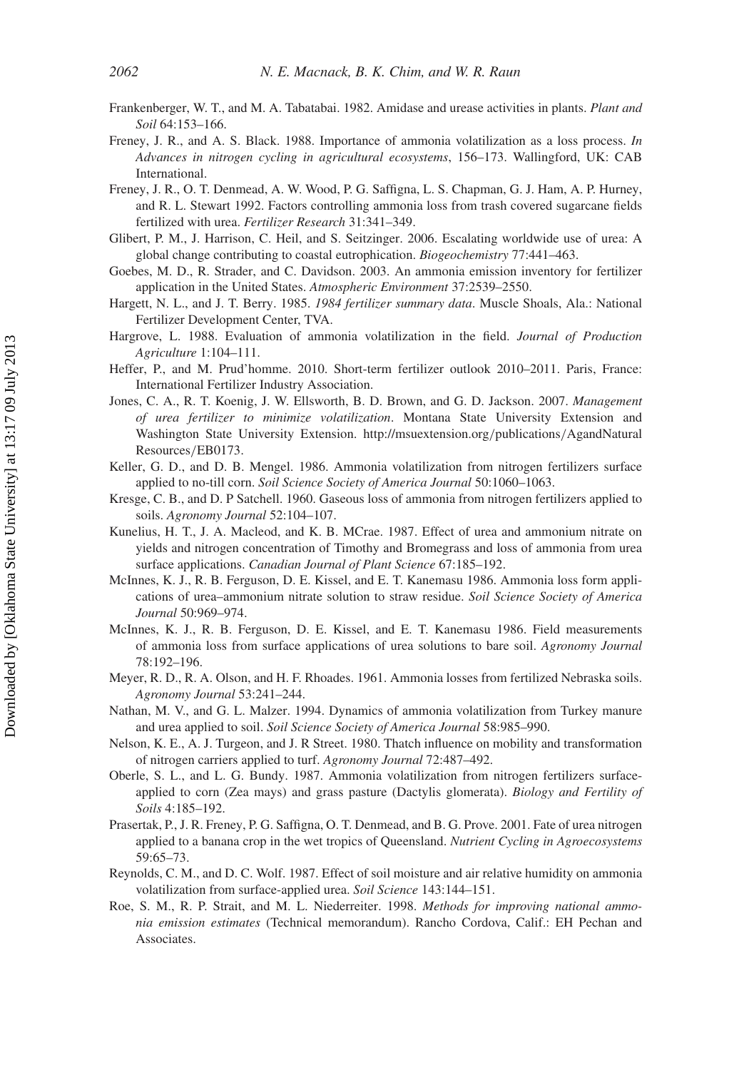Frankenberger, W. T., and M. A. Tabatabai. 1982. Amidase and urease activities in plants. *Plant and Soil* 64:153–166.

Freney, J. R., and A. S. Black. 1988. Importance of ammonia volatilization as a loss process. *In Advances in nitrogen cycling in agricultural ecosystems*, 156–173. Wallingford, UK: CAB International.

Freney, J. R., O. T. Denmead, A. W. Wood, P. G. Saffigna, L. S. Chapman, G. J. Ham, A. P. Hurney, and R. L. Stewart 1992. Factors controlling ammonia loss from trash covered sugarcane fields fertilized with urea. *Fertilizer Research* 31:341–349.

Glibert, P. M., J. Harrison, C. Heil, and S. Seitzinger. 2006. Escalating worldwide use of urea: A global change contributing to coastal eutrophication. *Biogeochemistry* 77:441–463.

Goebes, M. D., R. Strader, and C. Davidson. 2003. An ammonia emission inventory for fertilizer application in the United States. *Atmospheric Environment* 37:2539–2550.

Hargett, N. L., and J. T. Berry. 1985. *1984 fertilizer summary data*. Muscle Shoals, Ala.: National Fertilizer Development Center, TVA.

Hargrove, L. 1988. Evaluation of ammonia volatilization in the field. *Journal of Production Agriculture* 1:104–111.

Heffer, P., and M. Prud'homme. 2010. Short-term fertilizer outlook 2010–2011. Paris, France: International Fertilizer Industry Association.

Jones, C. A., R. T. Koenig, J. W. Ellsworth, B. D. Brown, and G. D. Jackson. 2007. *Management of urea fertilizer to minimize volatilization*. Montana State University Extension and Washington State University Extension. http://msuextension.org/publications/AgandNatural Resources/EB0173.

Keller, G. D., and D. B. Mengel. 1986. Ammonia volatilization from nitrogen fertilizers surface applied to no-till corn. *Soil Science Society of America Journal* 50:1060–1063.

Kresge, C. B., and D. P Satchell. 1960. Gaseous loss of ammonia from nitrogen fertilizers applied to soils. *Agronomy Journal* 52:104–107.

Kunelius, H. T., J. A. Macleod, and K. B. MCrae. 1987. Effect of urea and ammonium nitrate on yields and nitrogen concentration of Timothy and Bromegrass and loss of ammonia from urea surface applications. *Canadian Journal of Plant Science* 67:185–192.

McInnes, K. J., R. B. Ferguson, D. E. Kissel, and E. T. Kanemasu 1986. Ammonia loss form applications of urea–ammonium nitrate solution to straw residue. *Soil Science Society of America Journal* 50:969–974.

McInnes, K. J., R. B. Ferguson, D. E. Kissel, and E. T. Kanemasu 1986. Field measurements of ammonia loss from surface applications of urea solutions to bare soil. *Agronomy Journal* 78:192–196.

Meyer, R. D., R. A. Olson, and H. F. Rhoades. 1961. Ammonia losses from fertilized Nebraska soils. *Agronomy Journal* 53:241–244.

Nathan, M. V., and G. L. Malzer. 1994. Dynamics of ammonia volatilization from Turkey manure and urea applied to soil. *Soil Science Society of America Journal* 58:985–990.

Nelson, K. E., A. J. Turgeon, and J. R Street. 1980. Thatch influence on mobility and transformation of nitrogen carriers applied to turf. *Agronomy Journal* 72:487–492.

Oberle, S. L., and L. G. Bundy. 1987. Ammonia volatilization from nitrogen fertilizers surface-applied to corn (Zea mays) and grass pasture (Dactylis glomerata). *Biology and Fertility of Soils* 4:185–192.

Prasertak, P., J. R. Freney, P. G. Saffigna, O. T. Denmead, and B. G. Prove. 2001. Fate of urea nitrogen applied to a banana crop in the wet tropics of Queensland. *Nutrient Cycling in Agroecosystems* 59:65–73.

Reynolds, C. M., and D. C. Wolf. 1987. Effect of soil moisture and air relative humidity on ammonia volatilization from surface-applied urea. *Soil Science* 143:144–151.

Roe, S. M., R. P. Strait, and M. L. Niederreiter. 1998. *Methods for improving national ammonia emission estimates* (Technical memorandum). Rancho Cordova, Calif.: EH Pechan and Associates.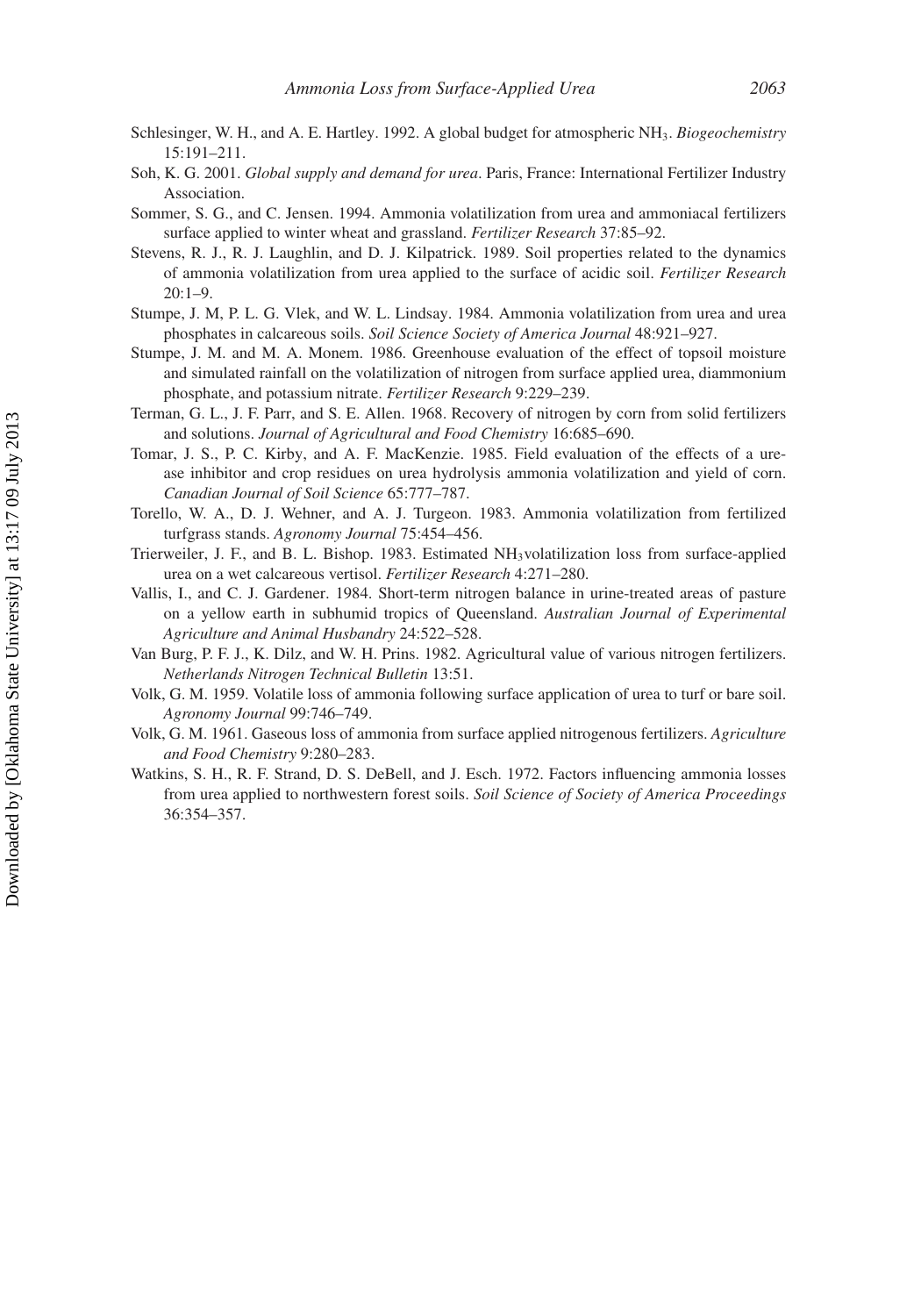Schlesinger, W. H., and A. E. Hartley. 1992. A global budget for atmospheric $NH_3$. *Biogeochemistry* 15:191–211.

Soh, K. G. 2001. *Global supply and demand for urea*. Paris, France: International Fertilizer Industry Association.

Sommer, S. G., and C. Jensen. 1994. Ammonia volatilization from urea and ammoniacal fertilizers surface applied to winter wheat and grassland. *Fertilizer Research* 37:85–92.

Stevens, R. J., R. J. Laughlin, and D. J. Kilpatrick. 1989. Soil properties related to the dynamics of ammonia volatilization from urea applied to the surface of acidic soil. *Fertilizer Research* 20:1–9.

Stumpe, J. M, P. L. G. Vlek, and W. L. Lindsay. 1984. Ammonia volatilization from urea and urea phosphates in calcareous soils. *Soil Science Society of America Journal* 48:921–927.

Stumpe, J. M. and M. A. Monem. 1986. Greenhouse evaluation of the effect of topsoil moisture and simulated rainfall on the volatilization of nitrogen from surface applied urea, diammonium phosphate, and potassium nitrate. *Fertilizer Research* 9:229–239.

Terman, G. L., J. F. Parr, and S. E. Allen. 1968. Recovery of nitrogen by corn from solid fertilizers and solutions. *Journal of Agricultural and Food Chemistry* 16:685–690.

Tomar, J. S., P. C. Kirby, and A. F. MacKenzie. 1985. Field evaluation of the effects of a urease inhibitor and crop residues on urea hydrolysis ammonia volatilization and yield of corn. *Canadian Journal of Soil Science* 65:777–787.

Torello, W. A., D. J. Wehner, and A. J. Turgeon. 1983. Ammonia volatilization from fertilized turfgrass stands. *Agronomy Journal* 75:454–456.

Trierweiler, J. F., and B. L. Bishop. 1983. Estimated $NH_3$volatilization loss from surface-applied urea on a wet calcareous vertisol. *Fertilizer Research* 4:271–280.

Vallis, I., and C. J. Gardener. 1984. Short-term nitrogen balance in urine-treated areas of pasture on a yellow earth in subhumid tropics of Queensland. *Australian Journal of Experimental Agriculture and Animal Husbandry* 24:522–528.

Van Burg, P. F. J., K. Dilz, and W. H. Prins. 1982. Agricultural value of various nitrogen fertilizers. *Netherlands Nitrogen Technical Bulletin* 13:51.

Volk, G. M. 1959. Volatile loss of ammonia following surface application of urea to turf or bare soil. *Agronomy Journal* 99:746–749.

Volk, G. M. 1961. Gaseous loss of ammonia from surface applied nitrogenous fertilizers. *Agriculture and Food Chemistry* 9:280–283.

Watkins, S. H., R. F. Strand, D. S. DeBell, and J. Esch. 1972. Factors influencing ammonia losses from urea applied to northwestern forest soils. *Soil Science of Society of America Proceedings* 36:354–357.